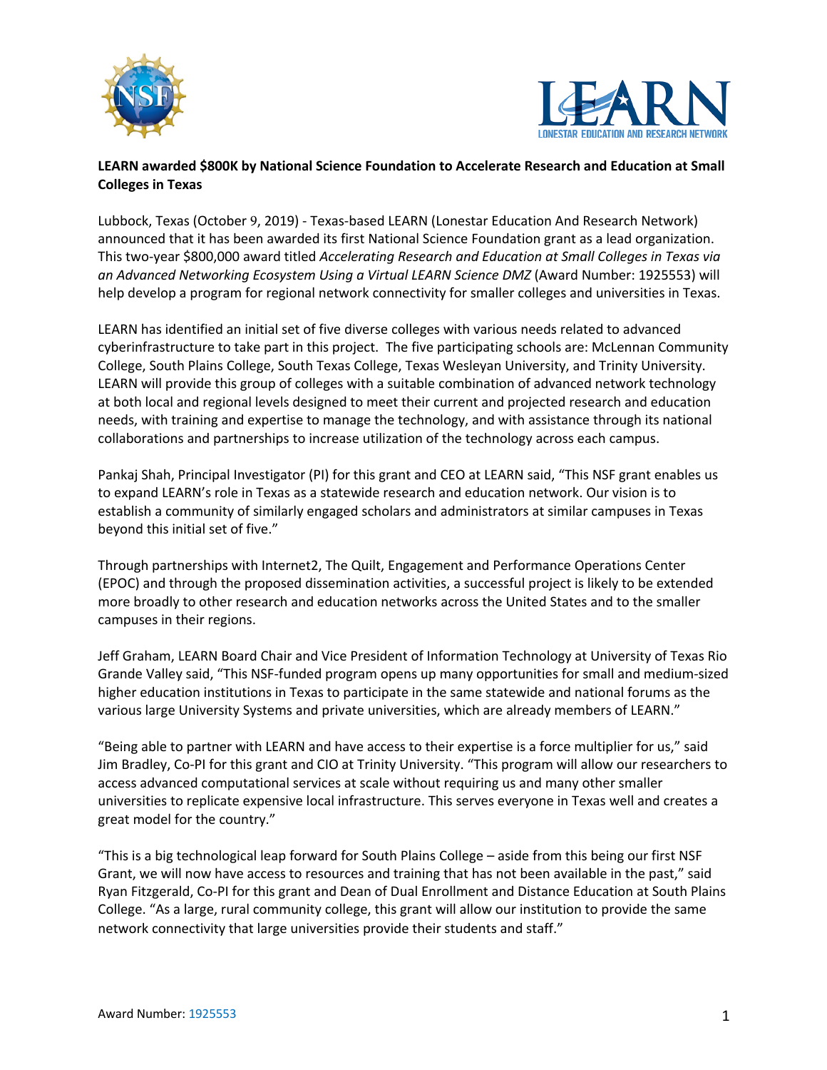**LEARN awarded $800K by National Science Foundation to Accelerate Research and Education at Small Colleges in Texas**

Lubbock, Texas (October 9, 2019) - Texas-based LEARN (Lonestar Education And Research Network) announced that it has been awarded its first National Science Foundation grant as a lead organization. This two-year $800,000 award titled *Accelerating Research and Education at Small Colleges in Texas via an Advanced Networking Ecosystem Using a Virtual LEARN Science DMZ* (Award Number: 1925553) will help develop a program for regional network connectivity for smaller colleges and universities in Texas.

LEARN has identified an initial set of five diverse colleges with various needs related to advanced cyberinfrastructure to take part in this project. The five participating schools are: McLennan Community College, South Plains College, South Texas College, Texas Wesleyan University, and Trinity University. LEARN will provide this group of colleges with a suitable combination of advanced network technology at both local and regional levels designed to meet their current and projected research and education needs, with training and expertise to manage the technology, and with assistance through its national collaborations and partnerships to increase utilization of the technology across each campus.

Pankaj Shah, Principal Investigator (PI) for this grant and CEO at LEARN said, "This NSF grant enables us to expand LEARN's role in Texas as a statewide research and education network. Our vision is to establish a community of similarly engaged scholars and administrators at similar campuses in Texas beyond this initial set of five."

Through partnerships with Internet2, The Quilt, Engagement and Performance Operations Center (EPOC) and through the proposed dissemination activities, a successful project is likely to be extended more broadly to other research and education networks across the United States and to the smaller campuses in their regions.

Jeff Graham, LEARN Board Chair and Vice President of Information Technology at University of Texas Rio Grande Valley said, "This NSF-funded program opens up many opportunities for small and medium-sized higher education institutions in Texas to participate in the same statewide and national forums as the various large University Systems and private universities, which are already members of LEARN."

"Being able to partner with LEARN and have access to their expertise is a force multiplier for us," said Jim Bradley, Co-PI for this grant and CIO at Trinity University. "This program will allow our researchers to access advanced computational services at scale without requiring us and many other smaller universities to replicate expensive local infrastructure. This serves everyone in Texas well and creates a great model for the country."

"This is a big technological leap forward for South Plains College – aside from this being our first NSF Grant, we will now have access to resources and training that has not been available in the past," said Ryan Fitzgerald, Co-PI for this grant and Dean of Dual Enrollment and Distance Education at South Plains College. "As a large, rural community college, this grant will allow our institution to provide the same network connectivity that large universities provide their students and staff."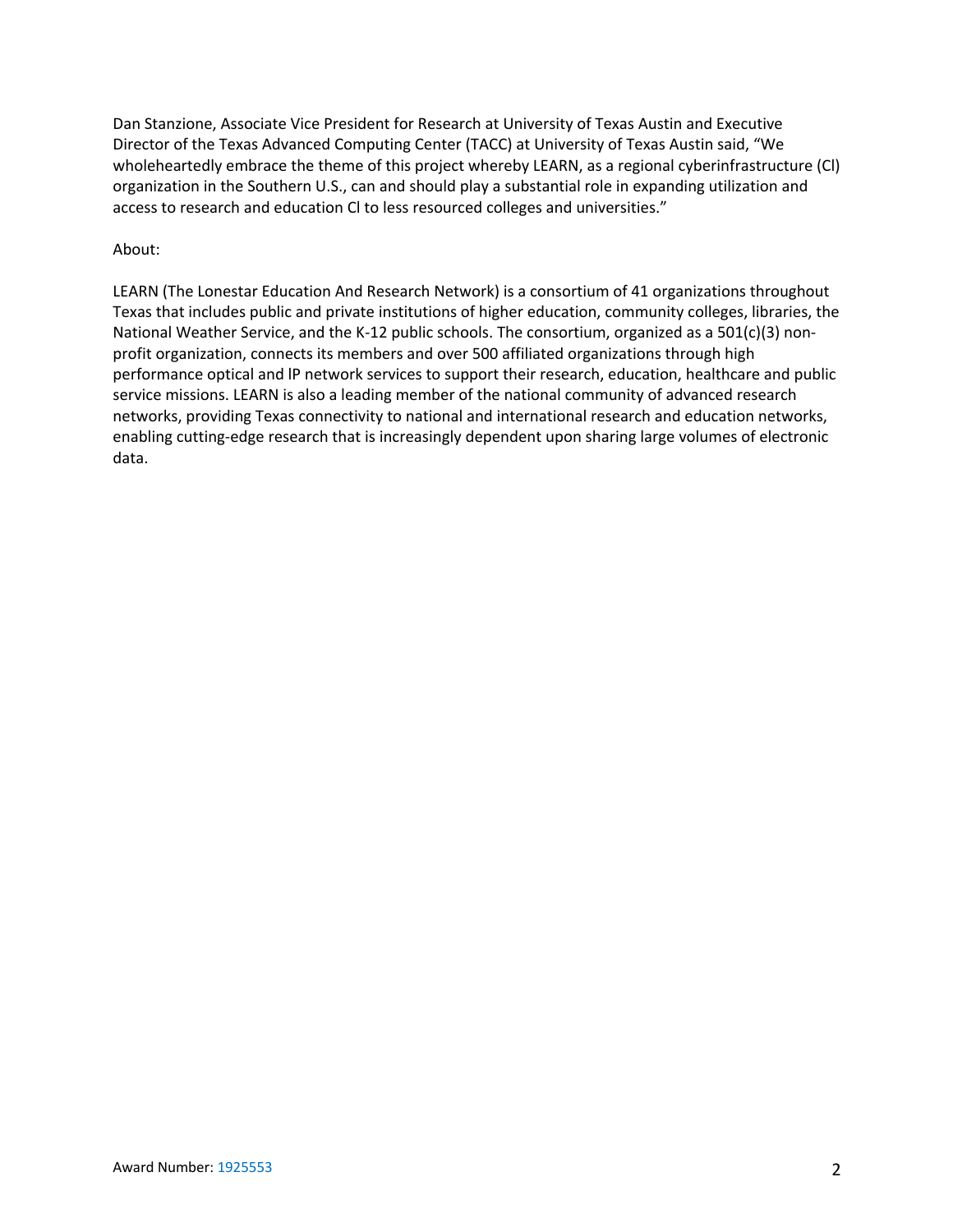Dan Stanzione, Associate Vice President for Research at University of Texas Austin and Executive Director of the Texas Advanced Computing Center (TACC) at University of Texas Austin said, "We wholeheartedly embrace the theme of this project whereby LEARN, as a regional cyberinfrastructure (Cl) organization in the Southern U.S., can and should play a substantial role in expanding utilization and access to research and education Cl to less resourced colleges and universities."

About:

LEARN (The Lonestar Education And Research Network) is a consortium of 41 organizations throughout Texas that includes public and private institutions of higher education, community colleges, libraries, the National Weather Service, and the K-12 public schools. The consortium, organized as a 501(c)(3) non-profit organization, connects its members and over 500 affiliated organizations through high performance optical and lP network services to support their research, education, healthcare and public service missions. LEARN is also a leading member of the national community of advanced research networks, providing Texas connectivity to national and international research and education networks, enabling cutting-edge research that is increasingly dependent upon sharing large volumes of electronic data.

Award Number: 1925553